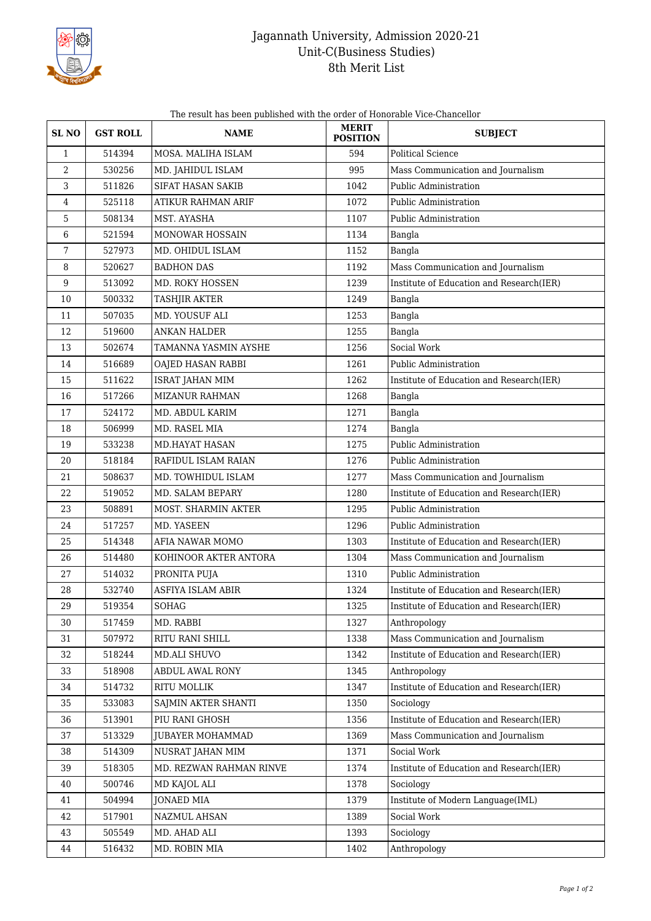# Jagannath University, Admission 2020-21
## Unit-C(Business Studies)
## 8th Merit List

The result has been published with the order of Honorable Vice-Chancellor

| SL NO | GST ROLL | NAME | MERIT POSITION | SUBJECT |
|---|---|---|---|---|
| 1 | 514394 | MOSA. MALIHA ISLAM | 594 | Political Science |
| 2 | 530256 | MD. JAHIDUL ISLAM | 995 | Mass Communication and Journalism |
| 3 | 511826 | SIFAT HASAN SAKIB | 1042 | Public Administration |
| 4 | 525118 | ATIKUR RAHMAN ARIF | 1072 | Public Administration |
| 5 | 508134 | MST. AYASHA | 1107 | Public Administration |
| 6 | 521594 | MONOWAR HOSSAIN | 1134 | Bangla |
| 7 | 527973 | MD. OHIDUL ISLAM | 1152 | Bangla |
| 8 | 520627 | BADHON DAS | 1192 | Mass Communication and Journalism |
| 9 | 513092 | MD. ROKY HOSSEN | 1239 | Institute of Education and Research(IER) |
| 10 | 500332 | TASHJIR AKTER | 1249 | Bangla |
| 11 | 507035 | MD. YOUSUF ALI | 1253 | Bangla |
| 12 | 519600 | ANKAN HALDER | 1255 | Bangla |
| 13 | 502674 | TAMANNA YASMIN AYSHE | 1256 | Social Work |
| 14 | 516689 | OAJED HASAN RABBI | 1261 | Public Administration |
| 15 | 511622 | ISRAT JAHAN MIM | 1262 | Institute of Education and Research(IER) |
| 16 | 517266 | MIZANUR RAHMAN | 1268 | Bangla |
| 17 | 524172 | MD. ABDUL KARIM | 1271 | Bangla |
| 18 | 506999 | MD. RASEL MIA | 1274 | Bangla |
| 19 | 533238 | MD.HAYAT HASAN | 1275 | Public Administration |
| 20 | 518184 | RAFIDUL ISLAM RAIAN | 1276 | Public Administration |
| 21 | 508637 | MD. TOWHIDUL ISLAM | 1277 | Mass Communication and Journalism |
| 22 | 519052 | MD. SALAM BEPARY | 1280 | Institute of Education and Research(IER) |
| 23 | 508891 | MOST. SHARMIN AKTER | 1295 | Public Administration |
| 24 | 517257 | MD. YASEEN | 1296 | Public Administration |
| 25 | 514348 | AFIA NAWAR MOMO | 1303 | Institute of Education and Research(IER) |
| 26 | 514480 | KOHINOOR AKTER ANTORA | 1304 | Mass Communication and Journalism |
| 27 | 514032 | PRONITA PUJA | 1310 | Public Administration |
| 28 | 532740 | ASFIYA ISLAM ABIR | 1324 | Institute of Education and Research(IER) |
| 29 | 519354 | SOHAG | 1325 | Institute of Education and Research(IER) |
| 30 | 517459 | MD. RABBI | 1327 | Anthropology |
| 31 | 507972 | RITU RANI SHILL | 1338 | Mass Communication and Journalism |
| 32 | 518244 | MD.ALI SHUVO | 1342 | Institute of Education and Research(IER) |
| 33 | 518908 | ABDUL AWAL RONY | 1345 | Anthropology |
| 34 | 514732 | RITU MOLLIK | 1347 | Institute of Education and Research(IER) |
| 35 | 533083 | SAJMIN AKTER SHANTI | 1350 | Sociology |
| 36 | 513901 | PIU RANI GHOSH | 1356 | Institute of Education and Research(IER) |
| 37 | 513329 | JUBAYER MOHAMMAD | 1369 | Mass Communication and Journalism |
| 38 | 514309 | NUSRAT JAHAN MIM | 1371 | Social Work |
| 39 | 518305 | MD. REZWAN RAHMAN RINVE | 1374 | Institute of Education and Research(IER) |
| 40 | 500746 | MD KAJOL ALI | 1378 | Sociology |
| 41 | 504994 | JONAED MIA | 1379 | Institute of Modern Language(IML) |
| 42 | 517901 | NAZMUL AHSAN | 1389 | Social Work |
| 43 | 505549 | MD. AHAD ALI | 1393 | Sociology |
| 44 | 516432 | MD. ROBIN MIA | 1402 | Anthropology |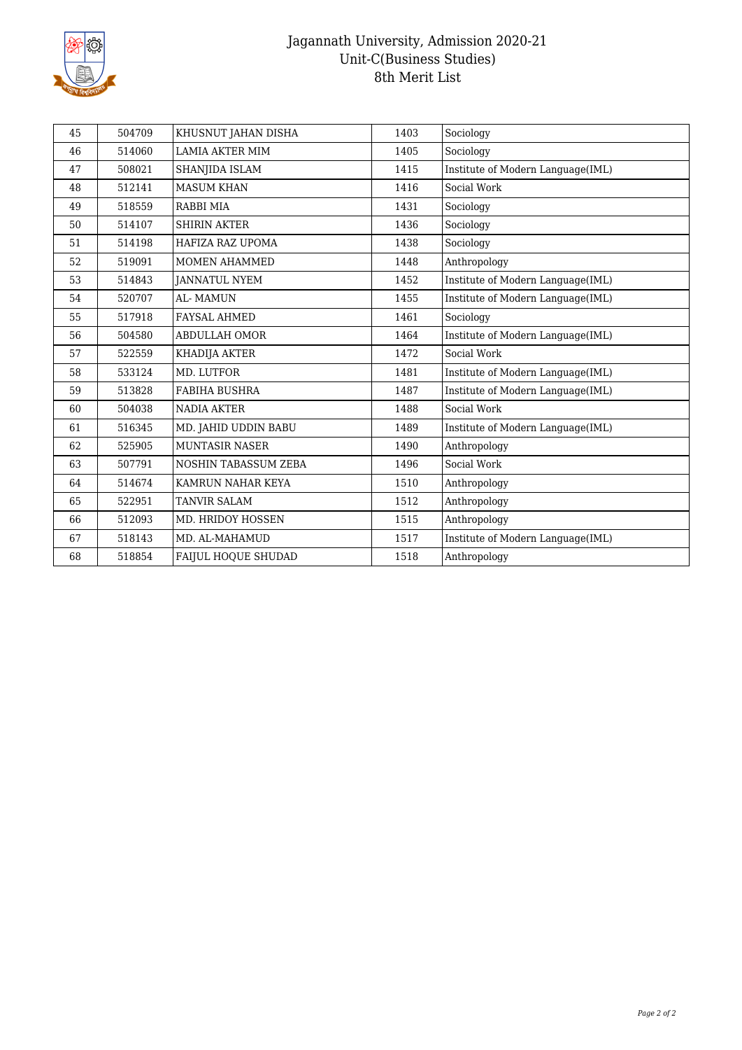# Jagannath University, Admission 2020-21
## Unit-C(Business Studies)
## 8th Merit List

| | | | | |
|---|---|---|---|---|
| 45 | 504709 | KHUSNUT JAHAN DISHA | 1403 | Sociology |
| 46 | 514060 | LAMIA AKTER MIM | 1405 | Sociology |
| 47 | 508021 | SHANJIDA ISLAM | 1415 | Institute of Modern Language(IML) |
| 48 | 512141 | MASUM KHAN | 1416 | Social Work |
| 49 | 518559 | RABBI MIA | 1431 | Sociology |
| 50 | 514107 | SHIRIN AKTER | 1436 | Sociology |
| 51 | 514198 | HAFIZA RAZ UPOMA | 1438 | Sociology |
| 52 | 519091 | MOMEN AHAMMED | 1448 | Anthropology |
| 53 | 514843 | JANNATUL NYEM | 1452 | Institute of Modern Language(IML) |
| 54 | 520707 | AL- MAMUN | 1455 | Institute of Modern Language(IML) |
| 55 | 517918 | FAYSAL AHMED | 1461 | Sociology |
| 56 | 504580 | ABDULLAH OMOR | 1464 | Institute of Modern Language(IML) |
| 57 | 522559 | KHADIJA AKTER | 1472 | Social Work |
| 58 | 533124 | MD. LUTFOR | 1481 | Institute of Modern Language(IML) |
| 59 | 513828 | FABIHA BUSHRA | 1487 | Institute of Modern Language(IML) |
| 60 | 504038 | NADIA AKTER | 1488 | Social Work |
| 61 | 516345 | MD. JAHID UDDIN BABU | 1489 | Institute of Modern Language(IML) |
| 62 | 525905 | MUNTASIR NASER | 1490 | Anthropology |
| 63 | 507791 | NOSHIN TABASSUM ZEBA | 1496 | Social Work |
| 64 | 514674 | KAMRUN NAHAR KEYA | 1510 | Anthropology |
| 65 | 522951 | TANVIR SALAM | 1512 | Anthropology |
| 66 | 512093 | MD. HRIDOY HOSSEN | 1515 | Anthropology |
| 67 | 518143 | MD. AL-MAHAMUD | 1517 | Institute of Modern Language(IML) |
| 68 | 518854 | FAIJUL HOQUE SHUDAD | 1518 | Anthropology |